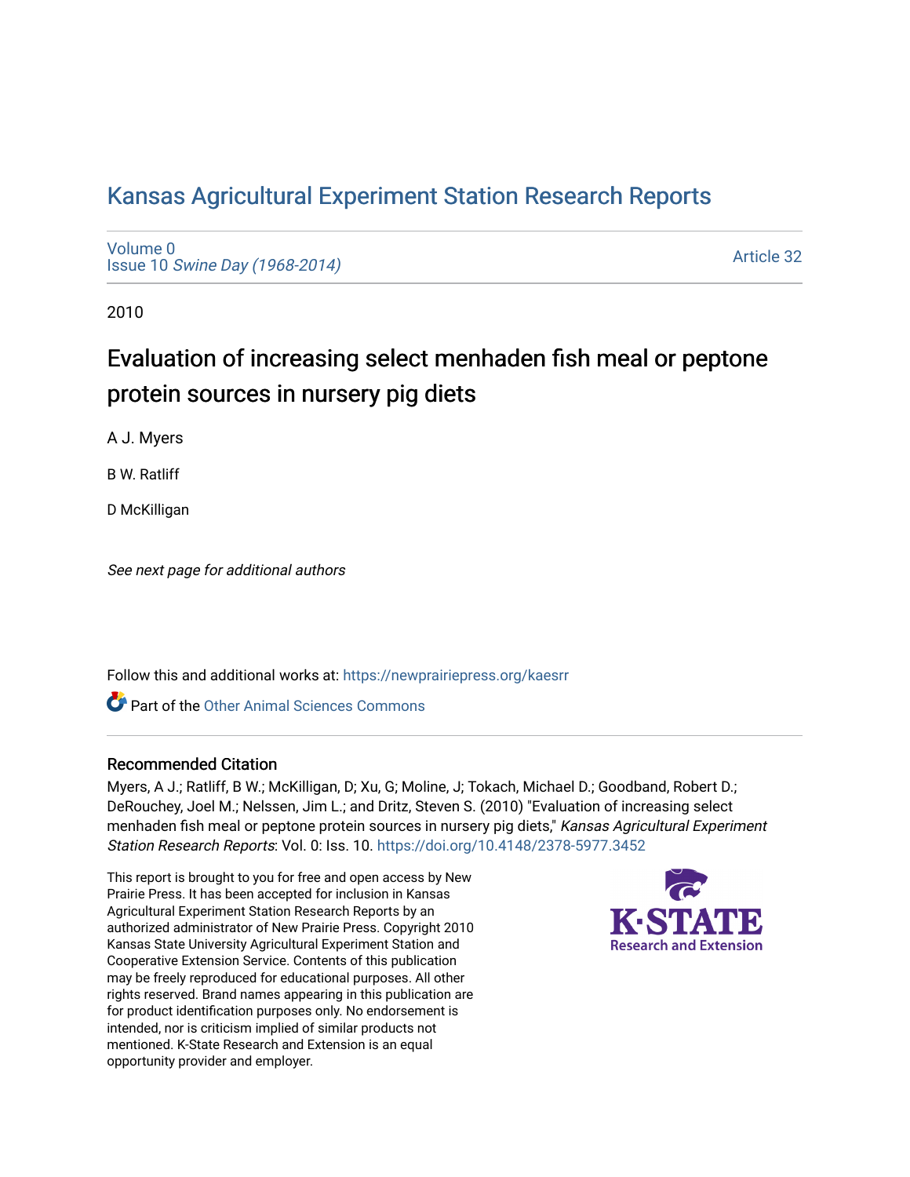# Kansas Agricultural Experiment Station Research Reports

Volume 0
Issue 10 *Swine Day (1968-2014)*

Article 32

2010

## Evaluation of increasing select menhaden fish meal or peptone protein sources in nursery pig diets

A J. Myers

B W. Ratliff

D McKilligan

*See next page for additional authors*

Follow this and additional works at: https://newprairiepress.org/kaesrr

Part of the Other Animal Sciences Commons

### Recommended Citation

Myers, A J.; Ratliff, B W.; McKilligan, D; Xu, G; Moline, J; Tokach, Michael D.; Goodband, Robert D.; DeRouchey, Joel M.; Nelssen, Jim L.; and Dritz, Steven S. (2010) "Evaluation of increasing select menhaden fish meal or peptone protein sources in nursery pig diets," *Kansas Agricultural Experiment Station Research Reports*: Vol. 0: Iss. 10. https://doi.org/10.4148/2378-5977.3452

This report is brought to you for free and open access by New Prairie Press. It has been accepted for inclusion in Kansas Agricultural Experiment Station Research Reports by an authorized administrator of New Prairie Press. Copyright 2010 Kansas State University Agricultural Experiment Station and Cooperative Extension Service. Contents of this publication may be freely reproduced for educational purposes. All other rights reserved. Brand names appearing in this publication are for product identification purposes only. No endorsement is intended, nor is criticism implied of similar products not mentioned. K-State Research and Extension is an equal opportunity provider and employer.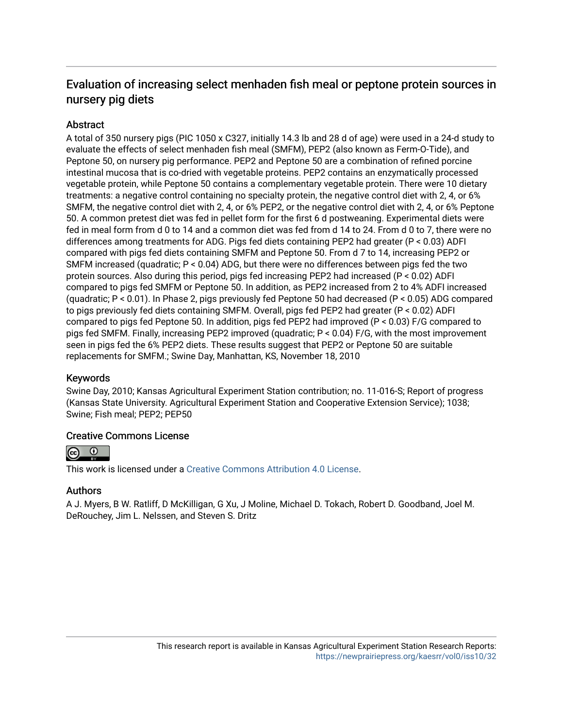## Evaluation of increasing select menhaden fish meal or peptone protein sources in nursery pig diets

### Abstract

A total of 350 nursery pigs (PIC 1050 x C327, initially 14.3 lb and 28 d of age) were used in a 24-d study to evaluate the effects of select menhaden fish meal (SMFM), PEP2 (also known as Ferm-O-Tide), and Peptone 50, on nursery pig performance. PEP2 and Peptone 50 are a combination of refined porcine intestinal mucosa that is co-dried with vegetable proteins. PEP2 contains an enzymatically processed vegetable protein, while Peptone 50 contains a complementary vegetable protein. There were 10 dietary treatments: a negative control containing no specialty protein, the negative control diet with 2, 4, or 6% SMFM, the negative control diet with 2, 4, or 6% PEP2, or the negative control diet with 2, 4, or 6% Peptone 50. A common pretest diet was fed in pellet form for the first 6 d postweaning. Experimental diets were fed in meal form from d 0 to 14 and a common diet was fed from d 14 to 24. From d 0 to 7, there were no differences among treatments for ADG. Pigs fed diets containing PEP2 had greater ($P < 0.03$) ADFI compared with pigs fed diets containing SMFM and Peptone 50. From d 7 to 14, increasing PEP2 or SMFM increased (quadratic; $P < 0.04$) ADG, but there were no differences between pigs fed the two protein sources. Also during this period, pigs fed increasing PEP2 had increased ($P < 0.02$) ADFI compared to pigs fed SMFM or Peptone 50. In addition, as PEP2 increased from 2 to 4% ADFI increased (quadratic; $P < 0.01$). In Phase 2, pigs previously fed Peptone 50 had decreased ($P < 0.05$) ADG compared to pigs previously fed diets containing SMFM. Overall, pigs fed PEP2 had greater ($P < 0.02$) ADFI compared to pigs fed Peptone 50. In addition, pigs fed PEP2 had improved ($P < 0.03$) F/G compared to pigs fed SMFM. Finally, increasing PEP2 improved (quadratic; $P < 0.04$) F/G, with the most improvement seen in pigs fed the 6% PEP2 diets. These results suggest that PEP2 or Peptone 50 are suitable replacements for SMFM.; Swine Day, Manhattan, KS, November 18, 2010

### Keywords

Swine Day, 2010; Kansas Agricultural Experiment Station contribution; no. 11-016-S; Report of progress (Kansas State University. Agricultural Experiment Station and Cooperative Extension Service); 1038; Swine; Fish meal; PEP2; PEP50

### Creative Commons License

This work is licensed under a Creative Commons Attribution 4.0 License.

### Authors

A J. Myers, B W. Ratliff, D McKilligan, G Xu, J Moline, Michael D. Tokach, Robert D. Goodband, Joel M. DeRouchey, Jim L. Nelssen, and Steven S. Dritz

This research report is available in Kansas Agricultural Experiment Station Research Reports: https://newprairiepress.org/kaesrr/vol0/iss10/32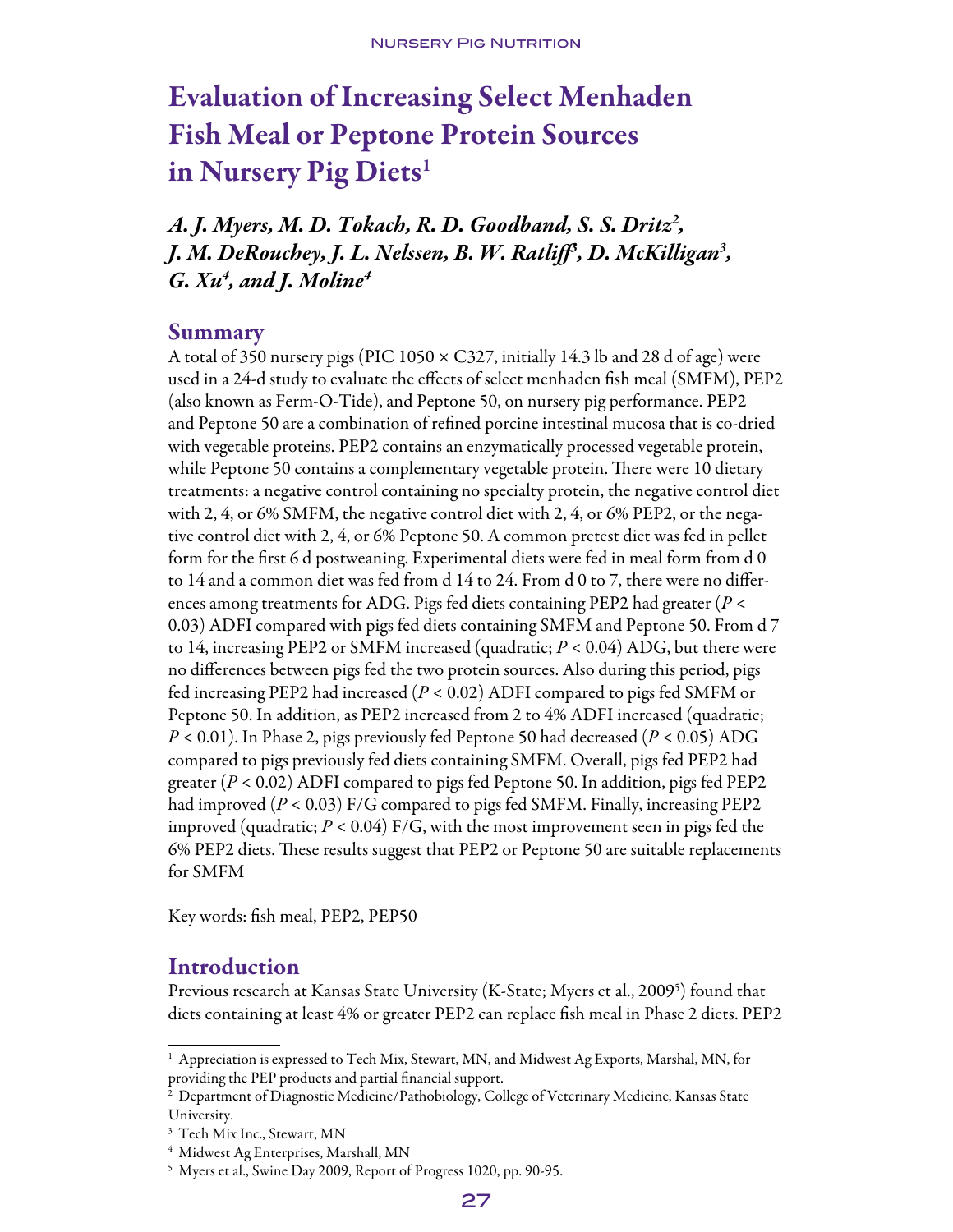# Evaluation of Increasing Select Menhaden Fish Meal or Peptone Protein Sources in Nursery Pig Diets[1]

*A. J. Myers, M. D. Tokach, R. D. Goodband, S. S. Dritz[2], J. M. DeRouchey, J. L. Nelssen, B. W. Ratliff[3], D. McKilligan[3], G. Xu[4], and J. Moline[4]*

## Summary

A total of 350 nursery pigs (PIC 1050 × C327, initially 14.3 lb and 28 d of age) were used in a 24-d study to evaluate the effects of select menhaden fish meal (SMFM), PEP2 (also known as Ferm-O-Tide), and Peptone 50, on nursery pig performance. PEP2 and Peptone 50 are a combination of refined porcine intestinal mucosa that is co-dried with vegetable proteins. PEP2 contains an enzymatically processed vegetable protein, while Peptone 50 contains a complementary vegetable protein. There were 10 dietary treatments: a negative control containing no specialty protein, the negative control diet with 2, 4, or 6% SMFM, the negative control diet with 2, 4, or 6% PEP2, or the negative control diet with 2, 4, or 6% Peptone 50. A common pretest diet was fed in pellet form for the first 6 d postweaning. Experimental diets were fed in meal form from d 0 to 14 and a common diet was fed from d 14 to 24. From d 0 to 7, there were no differences among treatments for ADG. Pigs fed diets containing PEP2 had greater ($P$ < 0.03) ADFI compared with pigs fed diets containing SMFM and Peptone 50. From d 7 to 14, increasing PEP2 or SMFM increased (quadratic; $P$ < 0.04) ADG, but there were no differences between pigs fed the two protein sources. Also during this period, pigs fed increasing PEP2 had increased ($P$ < 0.02) ADFI compared to pigs fed SMFM or Peptone 50. In addition, as PEP2 increased from 2 to 4% ADFI increased (quadratic; $P$ < 0.01). In Phase 2, pigs previously fed Peptone 50 had decreased ($P$ < 0.05) ADG compared to pigs previously fed diets containing SMFM. Overall, pigs fed PEP2 had greater ($P$ < 0.02) ADFI compared to pigs fed Peptone 50. In addition, pigs fed PEP2 had improved ($P$ < 0.03) F/G compared to pigs fed SMFM. Finally, increasing PEP2 improved (quadratic; $P$ < 0.04) F/G, with the most improvement seen in pigs fed the 6% PEP2 diets. These results suggest that PEP2 or Peptone 50 are suitable replacements for SMFM

Key words: fish meal, PEP2, PEP50

## Introduction

Previous research at Kansas State University (K-State; Myers et al., 2009[5]) found that diets containing at least 4% or greater PEP2 can replace fish meal in Phase 2 diets. PEP2

---

[1] Appreciation is expressed to Tech Mix, Stewart, MN, and Midwest Ag Exports, Marshal, MN, for providing the PEP products and partial financial support.

[2] Department of Diagnostic Medicine/Pathobiology, College of Veterinary Medicine, Kansas State University.

[3] Tech Mix Inc., Stewart, MN

[4] Midwest Ag Enterprises, Marshall, MN

[5] Myers et al., Swine Day 2009, Report of Progress 1020, pp. 90-95.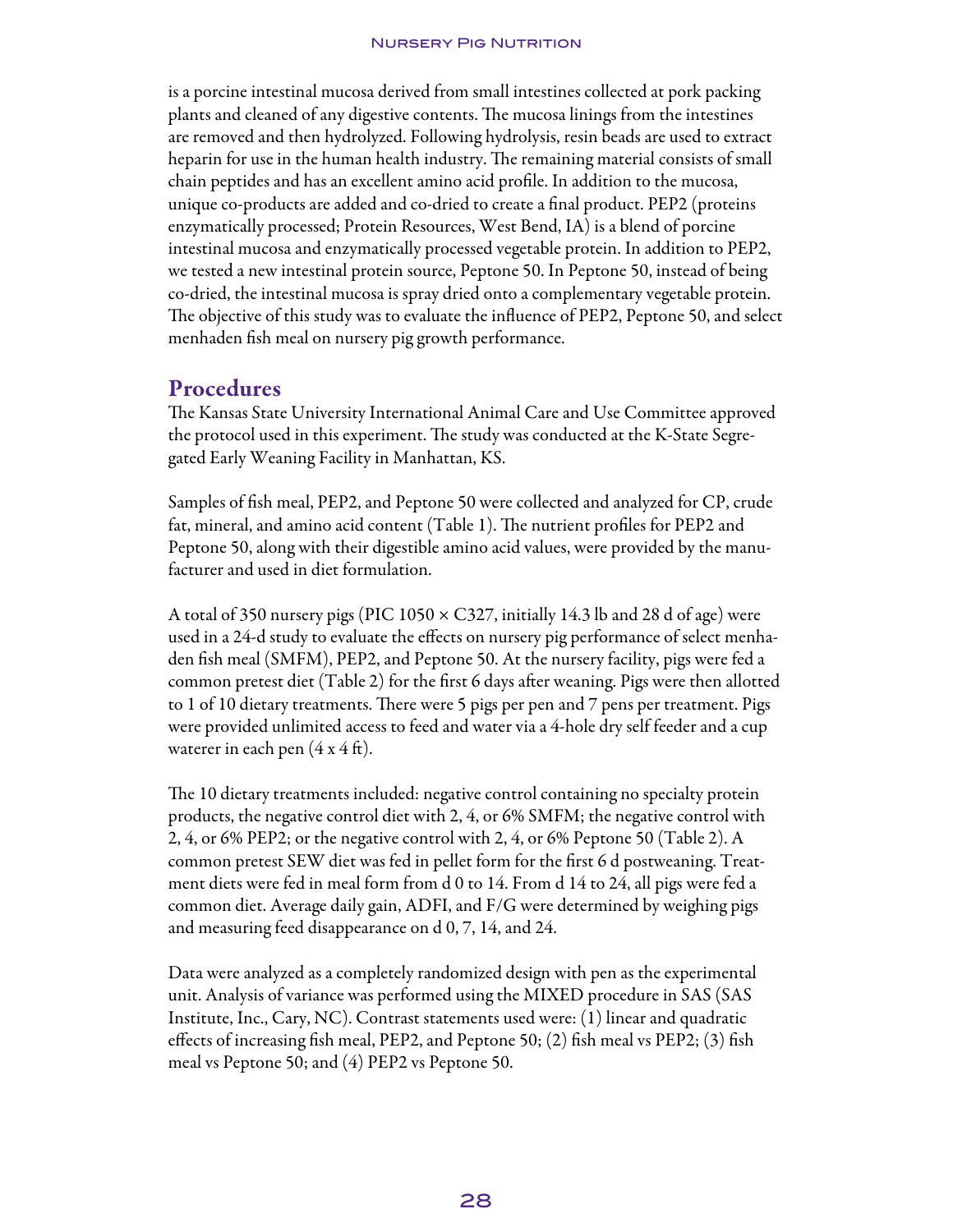is a porcine intestinal mucosa derived from small intestines collected at pork packing plants and cleaned of any digestive contents. The mucosa linings from the intestines are removed and then hydrolyzed. Following hydrolysis, resin beads are used to extract heparin for use in the human health industry. The remaining material consists of small chain peptides and has an excellent amino acid profile. In addition to the mucosa, unique co-products are added and co-dried to create a final product. PEP2 (proteins enzymatically processed; Protein Resources, West Bend, IA) is a blend of porcine intestinal mucosa and enzymatically processed vegetable protein. In addition to PEP2, we tested a new intestinal protein source, Peptone 50. In Peptone 50, instead of being co-dried, the intestinal mucosa is spray dried onto a complementary vegetable protein. The objective of this study was to evaluate the influence of PEP2, Peptone 50, and select menhaden fish meal on nursery pig growth performance.

## Procedures

The Kansas State University International Animal Care and Use Committee approved the protocol used in this experiment. The study was conducted at the K-State Segregated Early Weaning Facility in Manhattan, KS.

Samples of fish meal, PEP2, and Peptone 50 were collected and analyzed for CP, crude fat, mineral, and amino acid content (Table 1). The nutrient profiles for PEP2 and Peptone 50, along with their digestible amino acid values, were provided by the manufacturer and used in diet formulation.

A total of 350 nursery pigs (PIC 1050 × C327, initially 14.3 lb and 28 d of age) were used in a 24-d study to evaluate the effects on nursery pig performance of select menhaden fish meal (SMFM), PEP2, and Peptone 50. At the nursery facility, pigs were fed a common pretest diet (Table 2) for the first 6 days after weaning. Pigs were then allotted to 1 of 10 dietary treatments. There were 5 pigs per pen and 7 pens per treatment. Pigs were provided unlimited access to feed and water via a 4-hole dry self feeder and a cup waterer in each pen (4 x 4 ft).

The 10 dietary treatments included: negative control containing no specialty protein products, the negative control diet with 2, 4, or 6% SMFM; the negative control with 2, 4, or 6% PEP2; or the negative control with 2, 4, or 6% Peptone 50 (Table 2). A common pretest SEW diet was fed in pellet form for the first 6 d postweaning. Treatment diets were fed in meal form from d 0 to 14. From d 14 to 24, all pigs were fed a common diet. Average daily gain, ADFI, and F/G were determined by weighing pigs and measuring feed disappearance on d 0, 7, 14, and 24.

Data were analyzed as a completely randomized design with pen as the experimental unit. Analysis of variance was performed using the MIXED procedure in SAS (SAS Institute, Inc., Cary, NC). Contrast statements used were: (1) linear and quadratic effects of increasing fish meal, PEP2, and Peptone 50; (2) fish meal vs PEP2; (3) fish meal vs Peptone 50; and (4) PEP2 vs Peptone 50.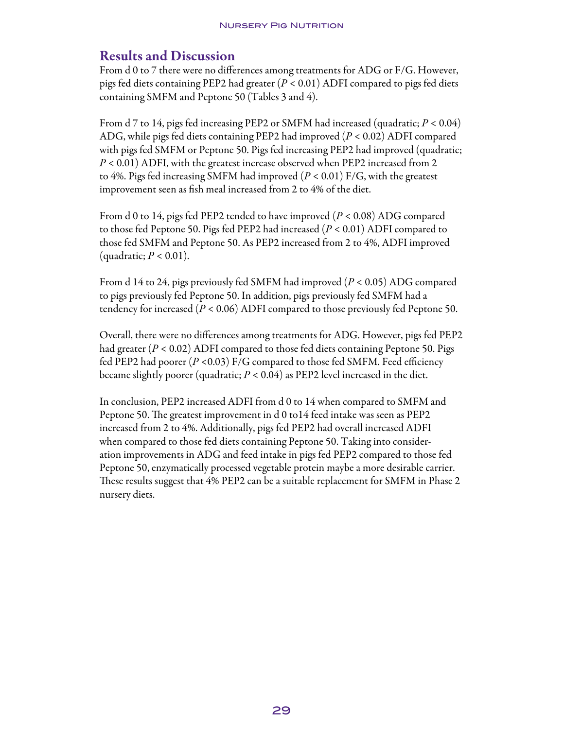## Results and Discussion

From d 0 to 7 there were no differences among treatments for ADG or F/G. However, pigs fed diets containing PEP2 had greater ($P < 0.01$) ADFI compared to pigs fed diets containing SMFM and Peptone 50 (Tables 3 and 4).

From d 7 to 14, pigs fed increasing PEP2 or SMFM had increased (quadratic; $P < 0.04$) ADG, while pigs fed diets containing PEP2 had improved ($P < 0.02$) ADFI compared with pigs fed SMFM or Peptone 50. Pigs fed increasing PEP2 had improved (quadratic; $P < 0.01$) ADFI, with the greatest increase observed when PEP2 increased from 2 to 4%. Pigs fed increasing SMFM had improved ($P < 0.01$) F/G, with the greatest improvement seen as fish meal increased from 2 to 4% of the diet.

From d 0 to 14, pigs fed PEP2 tended to have improved ($P < 0.08$) ADG compared to those fed Peptone 50. Pigs fed PEP2 had increased ($P < 0.01$) ADFI compared to those fed SMFM and Peptone 50. As PEP2 increased from 2 to 4%, ADFI improved (quadratic; $P < 0.01$).

From d 14 to 24, pigs previously fed SMFM had improved ($P < 0.05$) ADG compared to pigs previously fed Peptone 50. In addition, pigs previously fed SMFM had a tendency for increased ($P < 0.06$) ADFI compared to those previously fed Peptone 50.

Overall, there were no differences among treatments for ADG. However, pigs fed PEP2 had greater ($P < 0.02$) ADFI compared to those fed diets containing Peptone 50. Pigs fed PEP2 had poorer ($P <0.03$) F/G compared to those fed SMFM. Feed efficiency became slightly poorer (quadratic; $P < 0.04$) as PEP2 level increased in the diet.

In conclusion, PEP2 increased ADFI from d 0 to 14 when compared to SMFM and Peptone 50. The greatest improvement in d 0 to14 feed intake was seen as PEP2 increased from 2 to 4%. Additionally, pigs fed PEP2 had overall increased ADFI when compared to those fed diets containing Peptone 50. Taking into consideration improvements in ADG and feed intake in pigs fed PEP2 compared to those fed Peptone 50, enzymatically processed vegetable protein maybe a more desirable carrier. These results suggest that 4% PEP2 can be a suitable replacement for SMFM in Phase 2 nursery diets.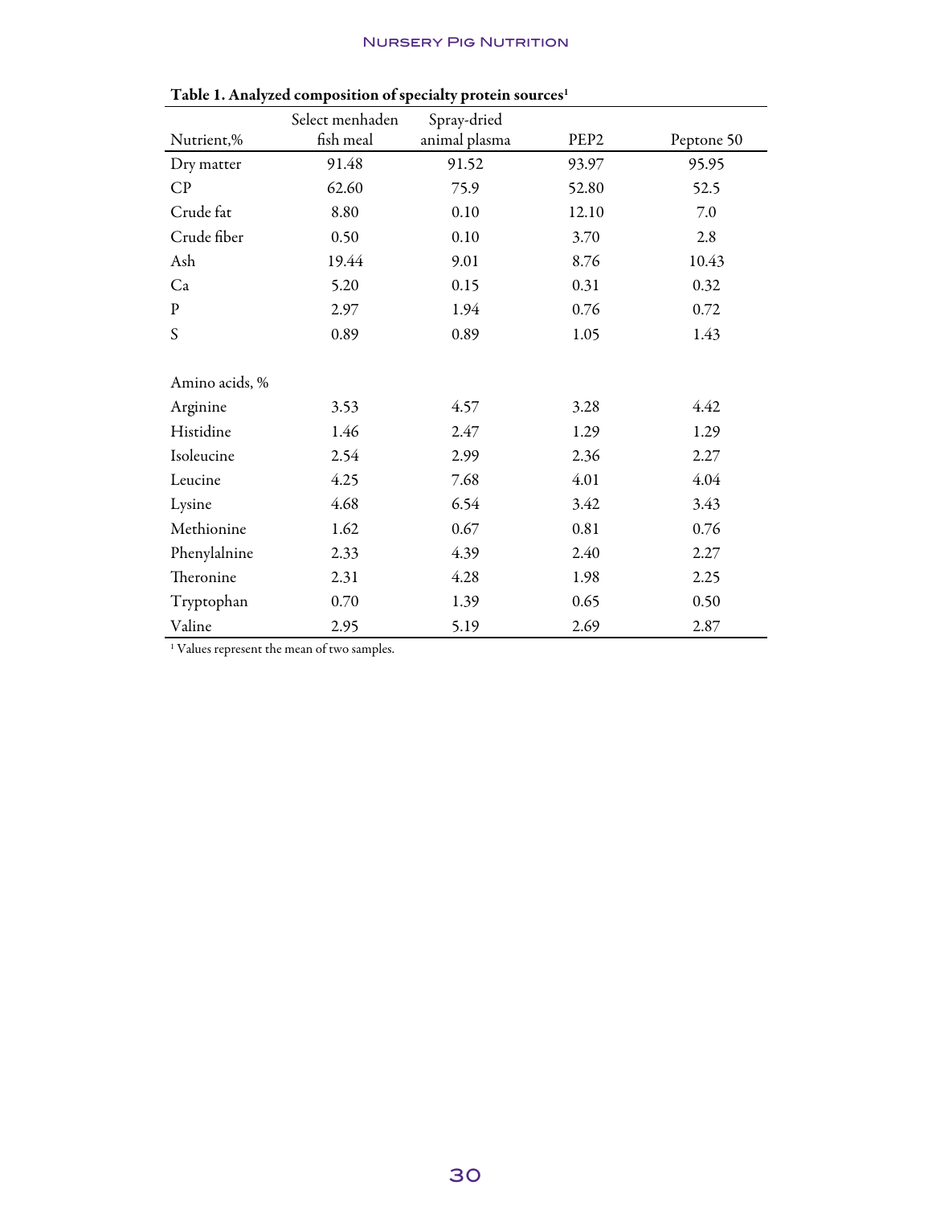**Table 1. Analyzed composition of specialty protein sources**[1]

| Nutrient,% | Select menhaden fish meal | Spray-dried animal plasma | PEP2 | Peptone 50 |
|---|---|---|---|---|
| Dry matter | 91.48 | 91.52 | 93.97 | 95.95 |
| CP | 62.60 | 75.9 | 52.80 | 52.5 |
| Crude fat | 8.80 | 0.10 | 12.10 | 7.0 |
| Crude fiber | 0.50 | 0.10 | 3.70 | 2.8 |
| Ash | 19.44 | 9.01 | 8.76 | 10.43 |
| Ca | 5.20 | 0.15 | 0.31 | 0.32 |
| P | 2.97 | 1.94 | 0.76 | 0.72 |
| S | 0.89 | 0.89 | 1.05 | 1.43 |
| | | | | |
| Amino acids, % | | | | |
| Arginine | 3.53 | 4.57 | 3.28 | 4.42 |
| Histidine | 1.46 | 2.47 | 1.29 | 1.29 |
| Isoleucine | 2.54 | 2.99 | 2.36 | 2.27 |
| Leucine | 4.25 | 7.68 | 4.01 | 4.04 |
| Lysine | 4.68 | 6.54 | 3.42 | 3.43 |
| Methionine | 1.62 | 0.67 | 0.81 | 0.76 |
| Phenylalnine | 2.33 | 4.39 | 2.40 | 2.27 |
| Theronine | 2.31 | 4.28 | 1.98 | 2.25 |
| Tryptophan | 0.70 | 1.39 | 0.65 | 0.50 |
| Valine | 2.95 | 5.19 | 2.69 | 2.87 |

[1] Values represent the mean of two samples.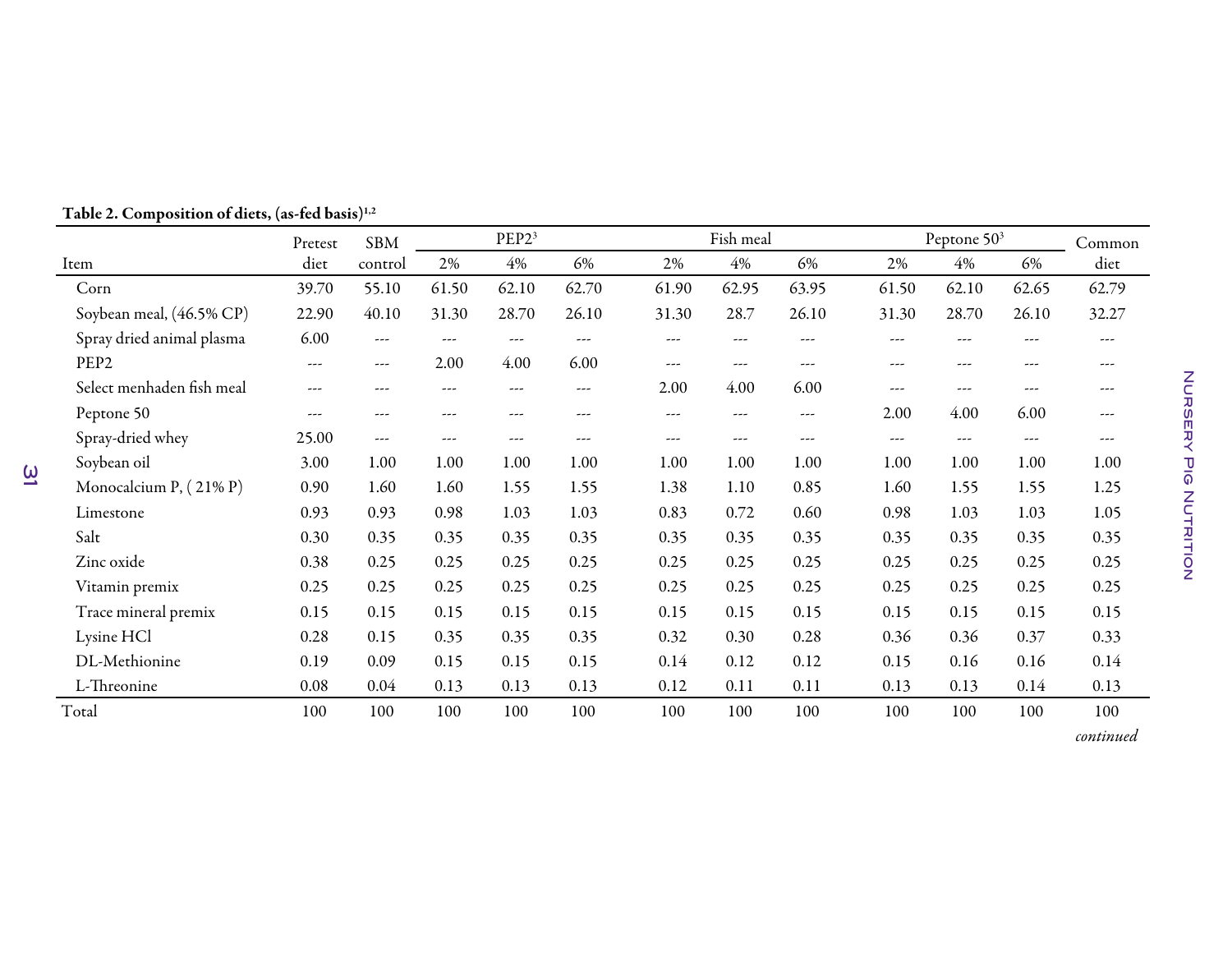**Table 2. Composition of diets, (as-fed basis)[1,2]**

| Item | Pretest diet | SBM control | PEP2[3] | | | Fish meal | | | Peptone 50[3] | | | Common diet |
|---|---|---|---|---|---|---|---|---|---|---|---|---|
| | | | 2% | 4% | 6% | 2% | 4% | 6% | 2% | 4% | 6% | |
| Corn | 39.70 | 55.10 | 61.50 | 62.10 | 62.70 | 61.90 | 62.95 | 63.95 | 61.50 | 62.10 | 62.65 | 62.79 |
| Soybean meal, (46.5% CP) | 22.90 | 40.10 | 31.30 | 28.70 | 26.10 | 31.30 | 28.7 | 26.10 | 31.30 | 28.70 | 26.10 | 32.27 |
| Spray dried animal plasma | 6.00 | --- | --- | --- | --- | --- | --- | --- | --- | --- | --- | --- |
| PEP2 | --- | --- | 2.00 | 4.00 | 6.00 | --- | --- | --- | --- | --- | --- | --- |
| Select menhaden fish meal | --- | --- | --- | --- | --- | 2.00 | 4.00 | 6.00 | --- | --- | --- | --- |
| Peptone 50 | --- | --- | --- | --- | --- | --- | --- | --- | 2.00 | 4.00 | 6.00 | --- |
| Spray-dried whey | 25.00 | --- | --- | --- | --- | --- | --- | --- | --- | --- | --- | --- |
| Soybean oil | 3.00 | 1.00 | 1.00 | 1.00 | 1.00 | 1.00 | 1.00 | 1.00 | 1.00 | 1.00 | 1.00 | 1.00 |
| Monocalcium P, ( 21% P) | 0.90 | 1.60 | 1.60 | 1.55 | 1.55 | 1.38 | 1.10 | 0.85 | 1.60 | 1.55 | 1.55 | 1.25 |
| Limestone | 0.93 | 0.93 | 0.98 | 1.03 | 1.03 | 0.83 | 0.72 | 0.60 | 0.98 | 1.03 | 1.03 | 1.05 |
| Salt | 0.30 | 0.35 | 0.35 | 0.35 | 0.35 | 0.35 | 0.35 | 0.35 | 0.35 | 0.35 | 0.35 | 0.35 |
| Zinc oxide | 0.38 | 0.25 | 0.25 | 0.25 | 0.25 | 0.25 | 0.25 | 0.25 | 0.25 | 0.25 | 0.25 | 0.25 |
| Vitamin premix | 0.25 | 0.25 | 0.25 | 0.25 | 0.25 | 0.25 | 0.25 | 0.25 | 0.25 | 0.25 | 0.25 | 0.25 |
| Trace mineral premix | 0.15 | 0.15 | 0.15 | 0.15 | 0.15 | 0.15 | 0.15 | 0.15 | 0.15 | 0.15 | 0.15 | 0.15 |
| Lysine HCl | 0.28 | 0.15 | 0.35 | 0.35 | 0.35 | 0.32 | 0.30 | 0.28 | 0.36 | 0.36 | 0.37 | 0.33 |
| DL-Methionine | 0.19 | 0.09 | 0.15 | 0.15 | 0.15 | 0.14 | 0.12 | 0.12 | 0.15 | 0.16 | 0.16 | 0.14 |
| L-Threonine | 0.08 | 0.04 | 0.13 | 0.13 | 0.13 | 0.12 | 0.11 | 0.11 | 0.13 | 0.13 | 0.14 | 0.13 |
| Total | 100 | 100 | 100 | 100 | 100 | 100 | 100 | 100 | 100 | 100 | 100 | 100 |

*continued*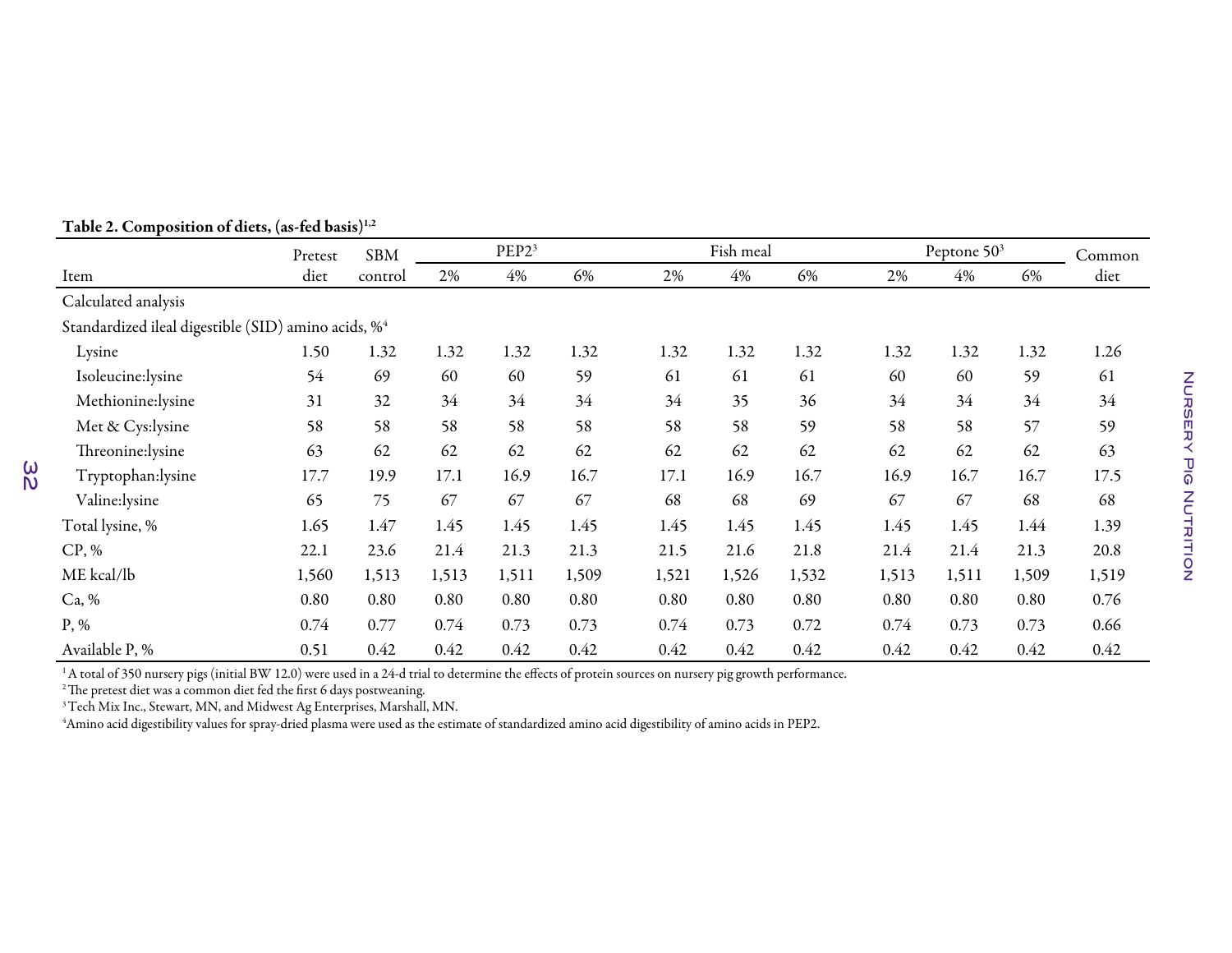**Table 2. Composition of diets, (as-fed basis)[1,2]**

| Item | Pretest diet | SBM control | PEP2[3] | | | Fish meal | | | Peptone 50[3] | | | Common diet |
|---|---|---|---|---|---|---|---|---|---|---|---|---|
| | | | 2% | 4% | 6% | 2% | 4% | 6% | 2% | 4% | 6% | |
| Calculated analysis | | | | | | | | | | | | |
| Standardized ileal digestible (SID) amino acids, %[4] | | | | | | | | | | | | |
| Lysine | 1.50 | 1.32 | 1.32 | 1.32 | 1.32 | 1.32 | 1.32 | 1.32 | 1.32 | 1.32 | 1.32 | 1.26 |
| Isoleucine:lysine | 54 | 69 | 60 | 60 | 59 | 61 | 61 | 61 | 60 | 60 | 59 | 61 |
| Methionine:lysine | 31 | 32 | 34 | 34 | 34 | 34 | 35 | 36 | 34 | 34 | 34 | 34 |
| Met & Cys:lysine | 58 | 58 | 58 | 58 | 58 | 58 | 58 | 59 | 58 | 58 | 57 | 59 |
| Threonine:lysine | 63 | 62 | 62 | 62 | 62 | 62 | 62 | 62 | 62 | 62 | 62 | 63 |
| Tryptophan:lysine | 17.7 | 19.9 | 17.1 | 16.9 | 16.7 | 17.1 | 16.9 | 16.7 | 16.9 | 16.7 | 16.7 | 17.5 |
| Valine:lysine | 65 | 75 | 67 | 67 | 67 | 68 | 68 | 69 | 67 | 67 | 68 | 68 |
| Total lysine, % | 1.65 | 1.47 | 1.45 | 1.45 | 1.45 | 1.45 | 1.45 | 1.45 | 1.45 | 1.45 | 1.44 | 1.39 |
| CP, % | 22.1 | 23.6 | 21.4 | 21.3 | 21.3 | 21.5 | 21.6 | 21.8 | 21.4 | 21.4 | 21.3 | 20.8 |
| ME kcal/lb | 1,560 | 1,513 | 1,513 | 1,511 | 1,509 | 1,521 | 1,526 | 1,532 | 1,513 | 1,511 | 1,509 | 1,519 |
| Ca, % | 0.80 | 0.80 | 0.80 | 0.80 | 0.80 | 0.80 | 0.80 | 0.80 | 0.80 | 0.80 | 0.80 | 0.76 |
| P, % | 0.74 | 0.77 | 0.74 | 0.73 | 0.73 | 0.74 | 0.73 | 0.72 | 0.74 | 0.73 | 0.73 | 0.66 |
| Available P, % | 0.51 | 0.42 | 0.42 | 0.42 | 0.42 | 0.42 | 0.42 | 0.42 | 0.42 | 0.42 | 0.42 | 0.42 |

[1] A total of 350 nursery pigs (initial BW 12.0) were used in a 24-d trial to determine the effects of protein sources on nursery pig growth performance.

[2] The pretest diet was a common diet fed the first 6 days postweaning.

[3] Tech Mix Inc., Stewart, MN, and Midwest Ag Enterprises, Marshall, MN.

[4] Amino acid digestibility values for spray-dried plasma were used as the estimate of standardized amino acid digestibility of amino acids in PEP2.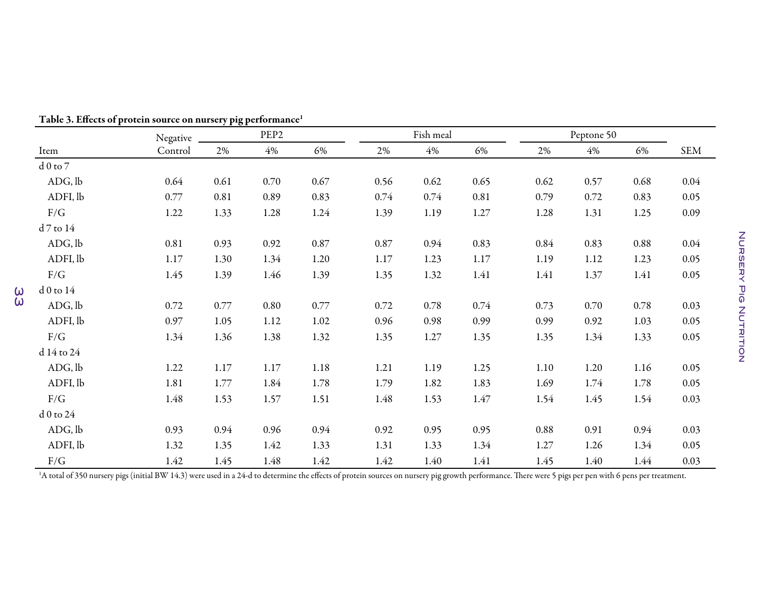**Table 3. Effects of protein source on nursery pig performance[1]**

| Item | Negative Control | PEP2 | | | Fish meal | | | Peptone 50 | | | SEM |
|---|---|---|---|---|---|---|---|---|---|---|---|
| | | 2% | 4% | 6% | 2% | 4% | 6% | 2% | 4% | 6% | |
| d 0 to 7 | | | | | | | | | | | |
| ADG, lb | 0.64 | 0.61 | 0.70 | 0.67 | 0.56 | 0.62 | 0.65 | 0.62 | 0.57 | 0.68 | 0.04 |
| ADFI, lb | 0.77 | 0.81 | 0.89 | 0.83 | 0.74 | 0.74 | 0.81 | 0.79 | 0.72 | 0.83 | 0.05 |
| F/G | 1.22 | 1.33 | 1.28 | 1.24 | 1.39 | 1.19 | 1.27 | 1.28 | 1.31 | 1.25 | 0.09 |
| d 7 to 14 | | | | | | | | | | | |
| ADG, lb | 0.81 | 0.93 | 0.92 | 0.87 | 0.87 | 0.94 | 0.83 | 0.84 | 0.83 | 0.88 | 0.04 |
| ADFI, lb | 1.17 | 1.30 | 1.34 | 1.20 | 1.17 | 1.23 | 1.17 | 1.19 | 1.12 | 1.23 | 0.05 |
| F/G | 1.45 | 1.39 | 1.46 | 1.39 | 1.35 | 1.32 | 1.41 | 1.41 | 1.37 | 1.41 | 0.05 |
| d 0 to 14 | | | | | | | | | | | |
| ADG, lb | 0.72 | 0.77 | 0.80 | 0.77 | 0.72 | 0.78 | 0.74 | 0.73 | 0.70 | 0.78 | 0.03 |
| ADFI, lb | 0.97 | 1.05 | 1.12 | 1.02 | 0.96 | 0.98 | 0.99 | 0.99 | 0.92 | 1.03 | 0.05 |
| F/G | 1.34 | 1.36 | 1.38 | 1.32 | 1.35 | 1.27 | 1.35 | 1.35 | 1.34 | 1.33 | 0.05 |
| d 14 to 24 | | | | | | | | | | | |
| ADG, lb | 1.22 | 1.17 | 1.17 | 1.18 | 1.21 | 1.19 | 1.25 | 1.10 | 1.20 | 1.16 | 0.05 |
| ADFI, lb | 1.81 | 1.77 | 1.84 | 1.78 | 1.79 | 1.82 | 1.83 | 1.69 | 1.74 | 1.78 | 0.05 |
| F/G | 1.48 | 1.53 | 1.57 | 1.51 | 1.48 | 1.53 | 1.47 | 1.54 | 1.45 | 1.54 | 0.03 |
| d 0 to 24 | | | | | | | | | | | |
| ADG, lb | 0.93 | 0.94 | 0.96 | 0.94 | 0.92 | 0.95 | 0.95 | 0.88 | 0.91 | 0.94 | 0.03 |
| ADFI, lb | 1.32 | 1.35 | 1.42 | 1.33 | 1.31 | 1.33 | 1.34 | 1.27 | 1.26 | 1.34 | 0.05 |
| F/G | 1.42 | 1.45 | 1.48 | 1.42 | 1.42 | 1.40 | 1.41 | 1.45 | 1.40 | 1.44 | 0.03 |

[1]A total of 350 nursery pigs (initial BW 14.3) were used in a 24-d to determine the effects of protein sources on nursery pig growth performance. There were 5 pigs per pen with 6 pens per treatment.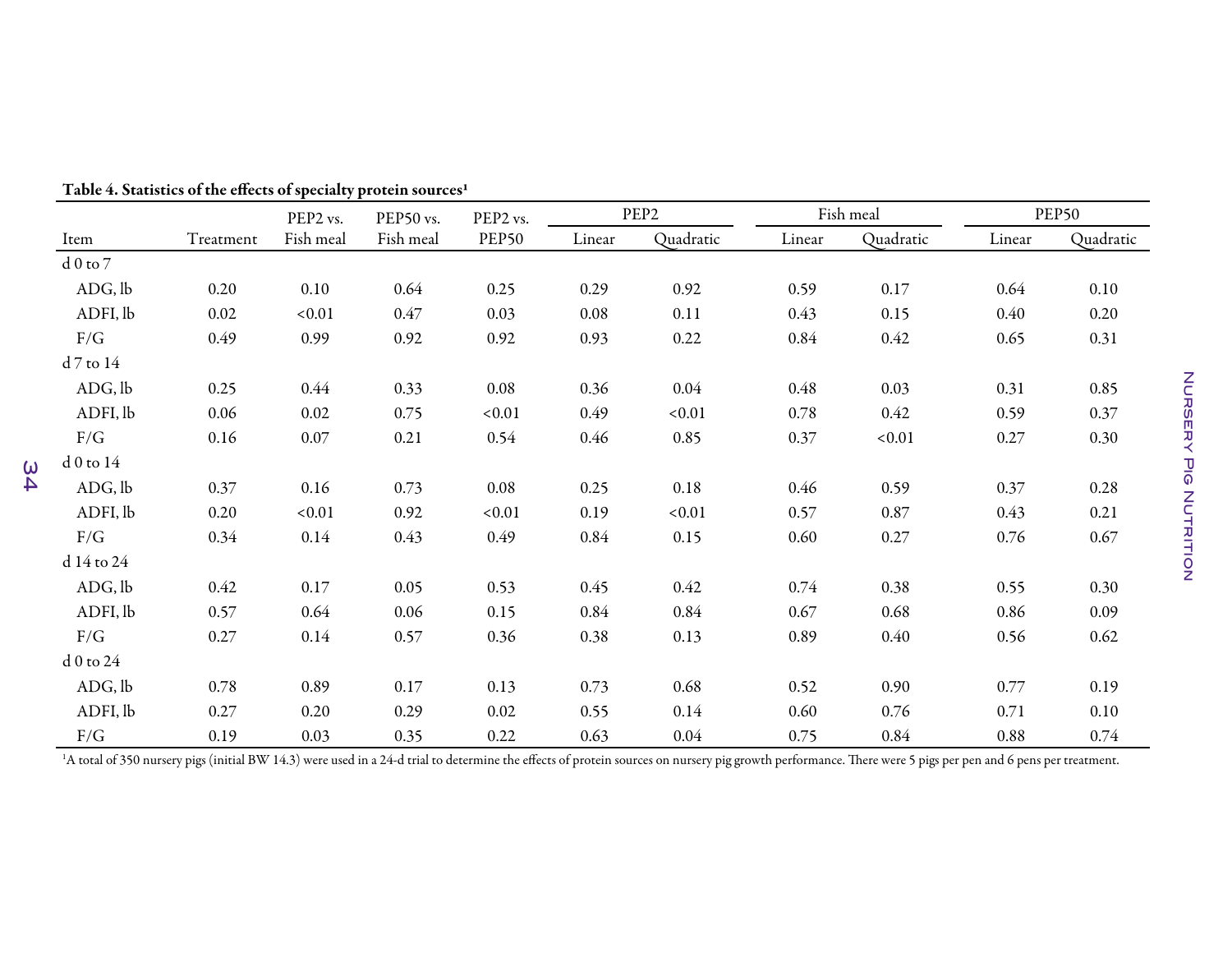**Table 4. Statistics of the effects of specialty protein sources[1]**

| | | | | | PEP2 | | Fish meal | | PEP50 | |
|---|---|---|---|---|---|---|---|---|---|---|
| Item | Treatment | PEP2 vs. Fish meal | PEP50 vs. Fish meal | PEP2 vs. PEP50 | Linear | Quadratic | Linear | Quadratic | Linear | Quadratic |
| d 0 to 7 | | | | | | | | | | |
| ADG, lb | 0.20 | 0.10 | 0.64 | 0.25 | 0.29 | 0.92 | 0.59 | 0.17 | 0.64 | 0.10 |
| ADFI, lb | 0.02 | <0.01 | 0.47 | 0.03 | 0.08 | 0.11 | 0.43 | 0.15 | 0.40 | 0.20 |
| F/G | 0.49 | 0.99 | 0.92 | 0.92 | 0.93 | 0.22 | 0.84 | 0.42 | 0.65 | 0.31 |
| d 7 to 14 | | | | | | | | | | |
| ADG, lb | 0.25 | 0.44 | 0.33 | 0.08 | 0.36 | 0.04 | 0.48 | 0.03 | 0.31 | 0.85 |
| ADFI, lb | 0.06 | 0.02 | 0.75 | <0.01 | 0.49 | <0.01 | 0.78 | 0.42 | 0.59 | 0.37 |
| F/G | 0.16 | 0.07 | 0.21 | 0.54 | 0.46 | 0.85 | 0.37 | <0.01 | 0.27 | 0.30 |
| d 0 to 14 | | | | | | | | | | |
| ADG, lb | 0.37 | 0.16 | 0.73 | 0.08 | 0.25 | 0.18 | 0.46 | 0.59 | 0.37 | 0.28 |
| ADFI, lb | 0.20 | <0.01 | 0.92 | <0.01 | 0.19 | <0.01 | 0.57 | 0.87 | 0.43 | 0.21 |
| F/G | 0.34 | 0.14 | 0.43 | 0.49 | 0.84 | 0.15 | 0.60 | 0.27 | 0.76 | 0.67 |
| d 14 to 24 | | | | | | | | | | |
| ADG, lb | 0.42 | 0.17 | 0.05 | 0.53 | 0.45 | 0.42 | 0.74 | 0.38 | 0.55 | 0.30 |
| ADFI, lb | 0.57 | 0.64 | 0.06 | 0.15 | 0.84 | 0.84 | 0.67 | 0.68 | 0.86 | 0.09 |
| F/G | 0.27 | 0.14 | 0.57 | 0.36 | 0.38 | 0.13 | 0.89 | 0.40 | 0.56 | 0.62 |
| d 0 to 24 | | | | | | | | | | |
| ADG, lb | 0.78 | 0.89 | 0.17 | 0.13 | 0.73 | 0.68 | 0.52 | 0.90 | 0.77 | 0.19 |
| ADFI, lb | 0.27 | 0.20 | 0.29 | 0.02 | 0.55 | 0.14 | 0.60 | 0.76 | 0.71 | 0.10 |
| F/G | 0.19 | 0.03 | 0.35 | 0.22 | 0.63 | 0.04 | 0.75 | 0.84 | 0.88 | 0.74 |

[1]A total of 350 nursery pigs (initial BW 14.3) were used in a 24-d trial to determine the effects of protein sources on nursery pig growth performance. There were 5 pigs per pen and 6 pens per treatment.